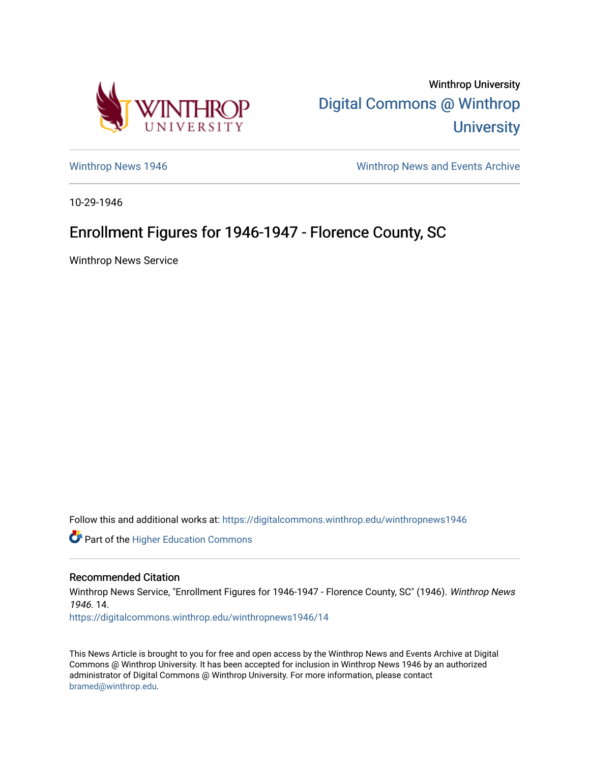Winthrop University

Digital Commons @ Winthrop University

Winthrop News 1946

Winthrop News and Events Archive

10-29-1946

# Enrollment Figures for 1946-1947 - Florence County, SC

Winthrop News Service

Follow this and additional works at: https://digitalcommons.winthrop.edu/winthropnews1946

Part of the Higher Education Commons

## Recommended Citation

Winthrop News Service, "Enrollment Figures for 1946-1947 - Florence County, SC" (1946). *Winthrop News 1946*. 14.
https://digitalcommons.winthrop.edu/winthropnews1946/14

This News Article is brought to you for free and open access by the Winthrop News and Events Archive at Digital Commons @ Winthrop University. It has been accepted for inclusion in Winthrop News 1946 by an authorized administrator of Digital Commons @ Winthrop University. For more information, please contact bramed@winthrop.edu.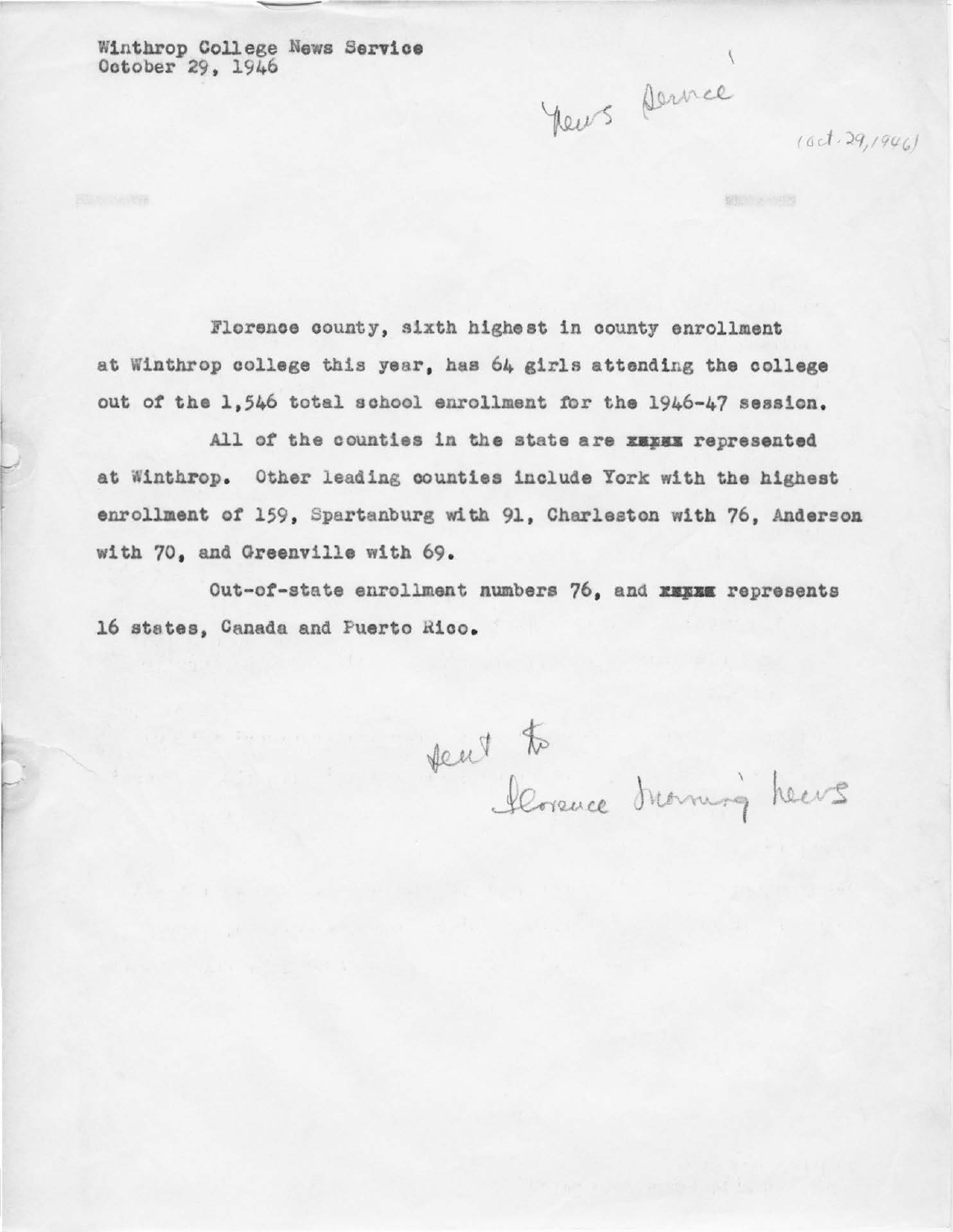Winthrop College News Service
October 29, 1946

News Service

(Oct. 29, 1946)

Florence county, sixth highest in county enrollment at Winthrop college this year, has 64 girls attending the college out of the 1,546 total school enrollment for the 1946-47 session.

All of the counties in the state are xxxxx represented at Winthrop. Other leading counties include York with the highest enrollment of 159, Spartanburg with 91, Charleston with 76, Anderson with 70, and Greenville with 69.

Out-of-state enrollment numbers 76, and xxxxx represents 16 states, Canada and Puerto Rico.

Sent to
Florence Morning News